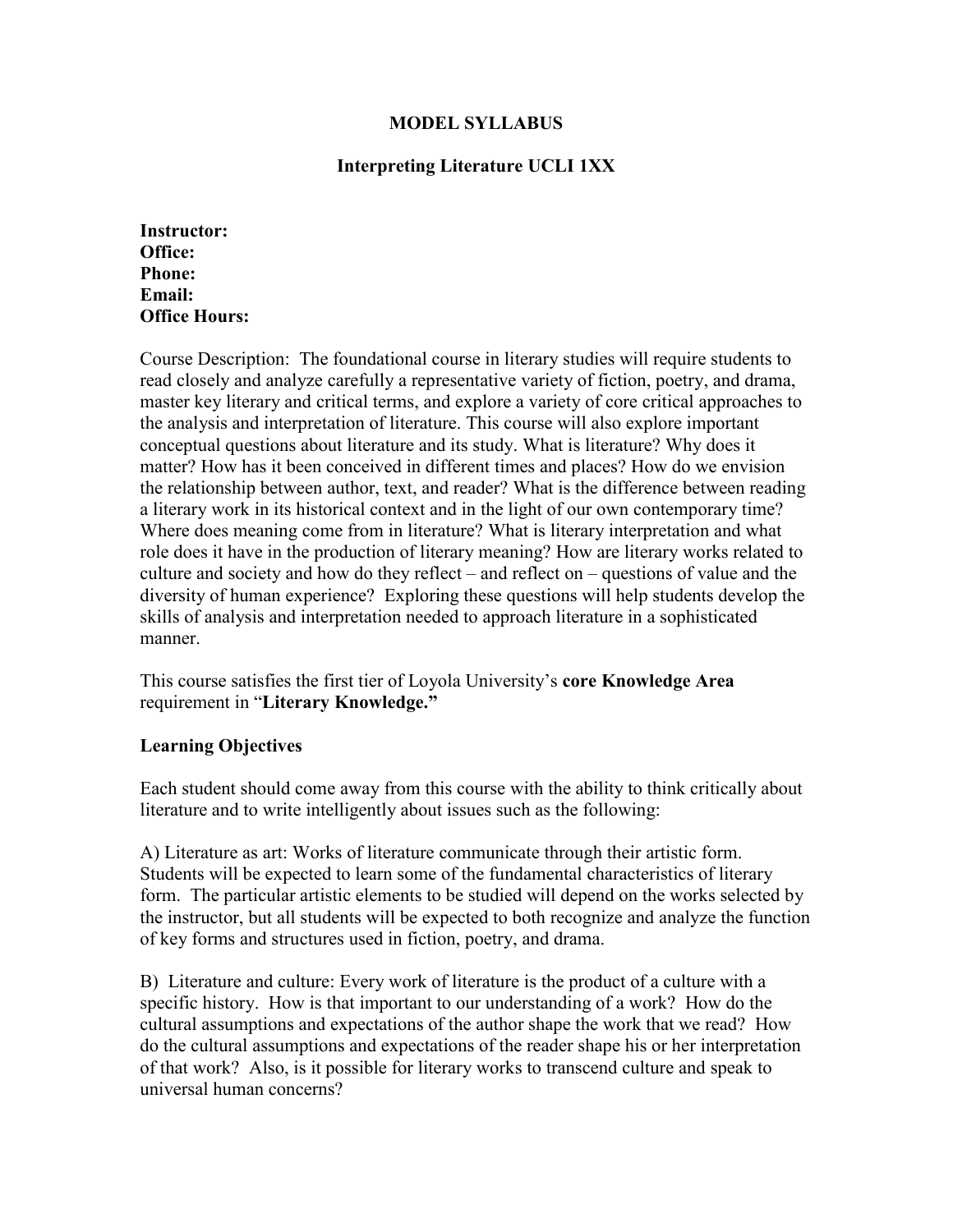# MODEL SYLLABUS

## Interpreting Literature UCLI 1XX

**Instructor:**
**Office:**
**Phone:**
**Email:**
**Office Hours:**

Course Description: The foundational course in literary studies will require students to read closely and analyze carefully a representative variety of fiction, poetry, and drama, master key literary and critical terms, and explore a variety of core critical approaches to the analysis and interpretation of literature. This course will also explore important conceptual questions about literature and its study. What is literature? Why does it matter? How has it been conceived in different times and places? How do we envision the relationship between author, text, and reader? What is the difference between reading a literary work in its historical context and in the light of our own contemporary time? Where does meaning come from in literature? What is literary interpretation and what role does it have in the production of literary meaning? How are literary works related to culture and society and how do they reflect – and reflect on – questions of value and the diversity of human experience? Exploring these questions will help students develop the skills of analysis and interpretation needed to approach literature in a sophisticated manner.

This course satisfies the first tier of Loyola University's **core Knowledge Area** requirement in "**Literary Knowledge.**"

### Learning Objectives

Each student should come away from this course with the ability to think critically about literature and to write intelligently about issues such as the following:

A) Literature as art: Works of literature communicate through their artistic form. Students will be expected to learn some of the fundamental characteristics of literary form. The particular artistic elements to be studied will depend on the works selected by the instructor, but all students will be expected to both recognize and analyze the function of key forms and structures used in fiction, poetry, and drama.

B) Literature and culture: Every work of literature is the product of a culture with a specific history. How is that important to our understanding of a work? How do the cultural assumptions and expectations of the author shape the work that we read? How do the cultural assumptions and expectations of the reader shape his or her interpretation of that work? Also, is it possible for literary works to transcend culture and speak to universal human concerns?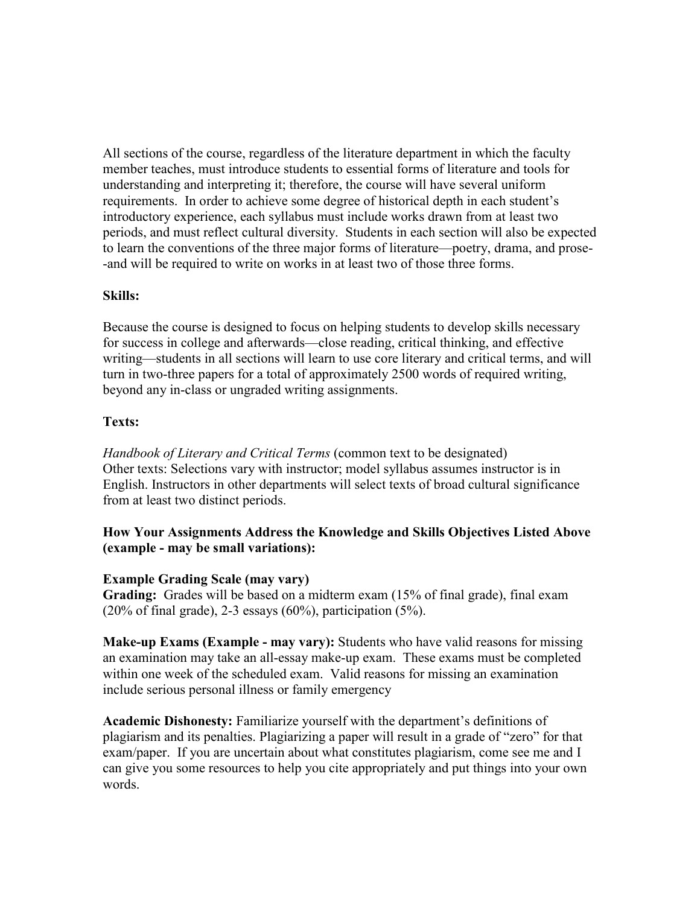All sections of the course, regardless of the literature department in which the faculty member teaches, must introduce students to essential forms of literature and tools for understanding and interpreting it; therefore, the course will have several uniform requirements. In order to achieve some degree of historical depth in each student's introductory experience, each syllabus must include works drawn from at least two periods, and must reflect cultural diversity. Students in each section will also be expected to learn the conventions of the three major forms of literature—poetry, drama, and prose--and will be required to write on works in at least two of those three forms.

**Skills:**

Because the course is designed to focus on helping students to develop skills necessary for success in college and afterwards—close reading, critical thinking, and effective writing—students in all sections will learn to use core literary and critical terms, and will turn in two-three papers for a total of approximately 2500 words of required writing, beyond any in-class or ungraded writing assignments.

**Texts:**

*Handbook of Literary and Critical Terms* (common text to be designated)
Other texts: Selections vary with instructor; model syllabus assumes instructor is in English. Instructors in other departments will select texts of broad cultural significance from at least two distinct periods.

**How Your Assignments Address the Knowledge and Skills Objectives Listed Above (example - may be small variations):**

**Example Grading Scale (may vary)**
**Grading:** Grades will be based on a midterm exam (15% of final grade), final exam (20% of final grade), 2-3 essays (60%), participation (5%).

**Make-up Exams (Example - may vary):** Students who have valid reasons for missing an examination may take an all-essay make-up exam. These exams must be completed within one week of the scheduled exam. Valid reasons for missing an examination include serious personal illness or family emergency

**Academic Dishonesty:** Familiarize yourself with the department's definitions of plagiarism and its penalties. Plagiarizing a paper will result in a grade of "zero" for that exam/paper. If you are uncertain about what constitutes plagiarism, come see me and I can give you some resources to help you cite appropriately and put things into your own words.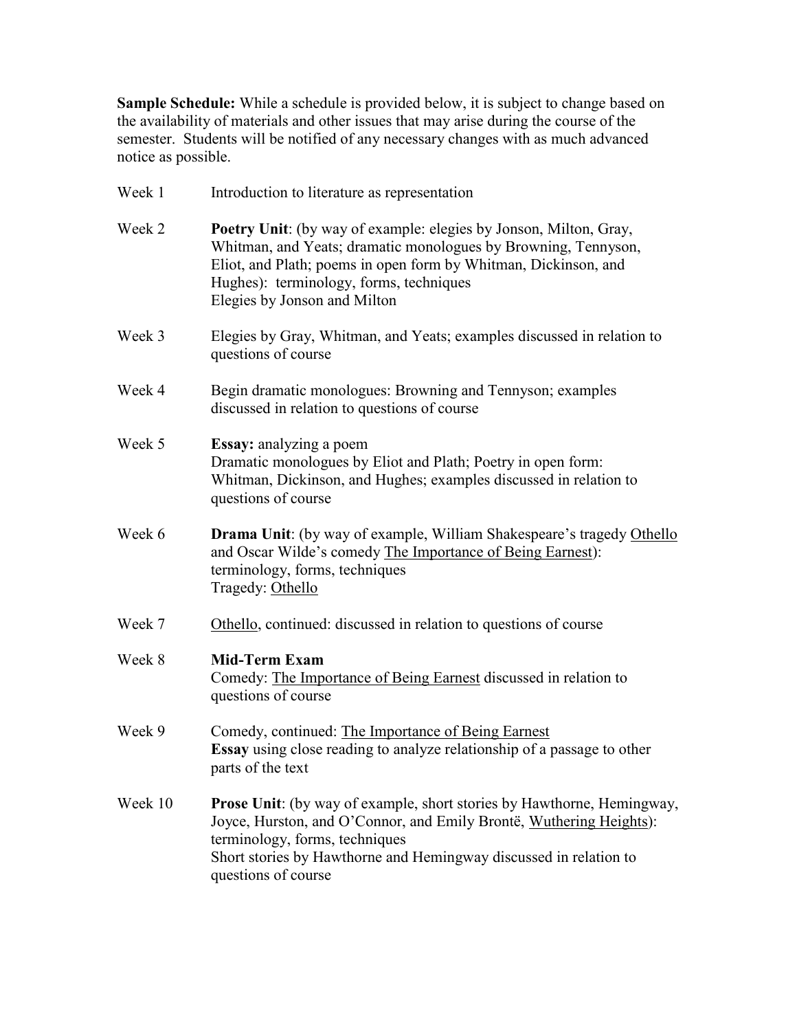**Sample Schedule:** While a schedule is provided below, it is subject to change based on the availability of materials and other issues that may arise during the course of the semester. Students will be notified of any necessary changes with as much advanced notice as possible.

| | |
|---|---|
| Week 1 | Introduction to literature as representation |
| Week 2 | **Poetry Unit**: (by way of example: elegies by Jonson, Milton, Gray, Whitman, and Yeats; dramatic monologues by Browning, Tennyson, Eliot, and Plath; poems in open form by Whitman, Dickinson, and Hughes): terminology, forms, techniques<br>Elegies by Jonson and Milton |
| Week 3 | Elegies by Gray, Whitman, and Yeats; examples discussed in relation to questions of course |
| Week 4 | Begin dramatic monologues: Browning and Tennyson; examples discussed in relation to questions of course |
| Week 5 | **Essay:** analyzing a poem<br>Dramatic monologues by Eliot and Plath; Poetry in open form: Whitman, Dickinson, and Hughes; examples discussed in relation to questions of course |
| Week 6 | **Drama Unit**: (by way of example, William Shakespeare's tragedy <u>Othello</u> and Oscar Wilde's comedy <u>The Importance of Being Earnest</u>): terminology, forms, techniques<br>Tragedy: <u>Othello</u> |
| Week 7 | <u>Othello</u>, continued: discussed in relation to questions of course |
| Week 8 | **Mid-Term Exam**<br>Comedy: <u>The Importance of Being Earnest</u> discussed in relation to questions of course |
| Week 9 | Comedy, continued: <u>The Importance of Being Earnest</u><br>**Essay** using close reading to analyze relationship of a passage to other parts of the text |
| Week 10 | **Prose Unit**: (by way of example, short stories by Hawthorne, Hemingway, Joyce, Hurston, and O'Connor, and Emily Brontë, <u>Wuthering Heights</u>): terminology, forms, techniques<br>Short stories by Hawthorne and Hemingway discussed in relation to questions of course |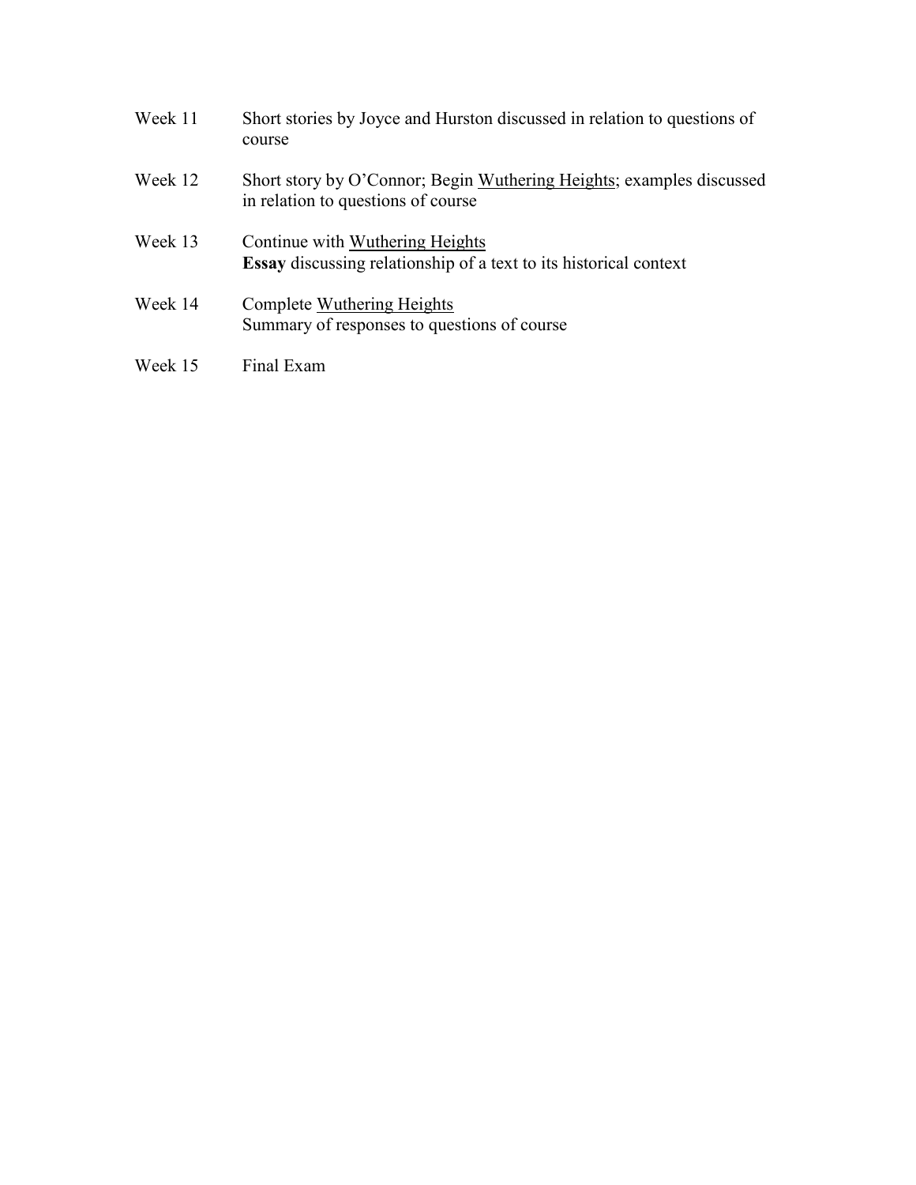| | |
|---|---|
| Week 11 | Short stories by Joyce and Hurston discussed in relation to questions of course |
| Week 12 | Short story by O'Connor; Begin <u>Wuthering Heights</u>; examples discussed in relation to questions of course |
| Week 13 | Continue with <u>Wuthering Heights</u><br>**Essay** discussing relationship of a text to its historical context |
| Week 14 | Complete <u>Wuthering Heights</u><br>Summary of responses to questions of course |
| Week 15 | Final Exam |